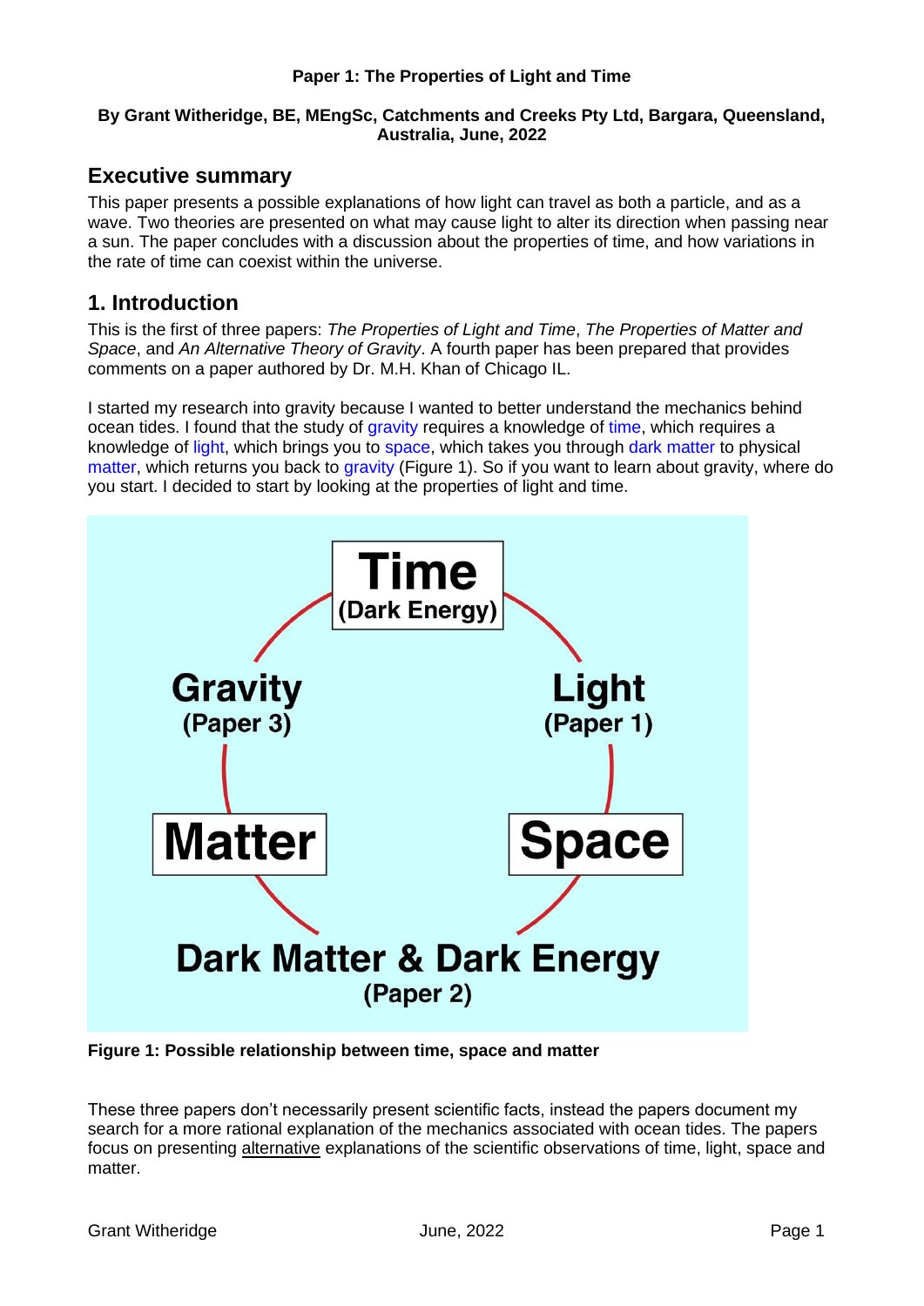**Paper 1: The Properties of Light and Time**

**By Grant Witheridge, BE, MEngSc, Catchments and Creeks Pty Ltd, Bargara, Queensland, Australia, June, 2022**

## Executive summary

This paper presents a possible explanations of how light can travel as both a particle, and as a wave. Two theories are presented on what may cause light to alter its direction when passing near a sun. The paper concludes with a discussion about the properties of time, and how variations in the rate of time can coexist within the universe.

## 1. Introduction

This is the first of three papers: *The Properties of Light and Time*, *The Properties of Matter and Space*, and *An Alternative Theory of Gravity*. A fourth paper has been prepared that provides comments on a paper authored by Dr. M.H. Khan of Chicago IL.

I started my research into gravity because I wanted to better understand the mechanics behind ocean tides. I found that the study of gravity requires a knowledge of time, which requires a knowledge of light, which brings you to space, which takes you through dark matter to physical matter, which returns you back to gravity (Figure 1). So if you want to learn about gravity, where do you start. I decided to start by looking at the properties of light and time.

**Figure 1: Possible relationship between time, space and matter**

These three papers don't necessarily present scientific facts, instead the papers document my search for a more rational explanation of the mechanics associated with ocean tides. The papers focus on presenting alternative explanations of the scientific observations of time, light, space and matter.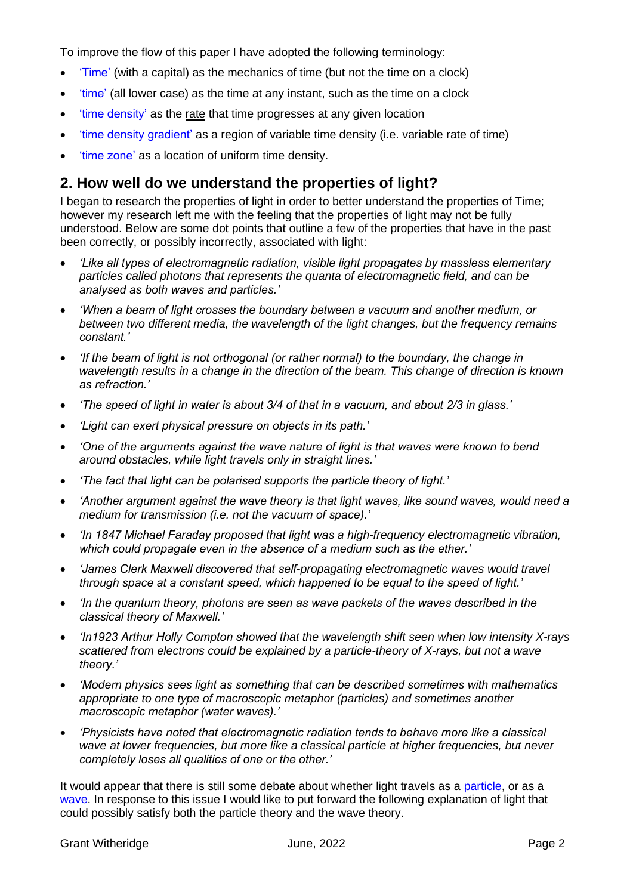To improve the flow of this paper I have adopted the following terminology:

- 'Time' (with a capital) as the mechanics of time (but not the time on a clock)
- 'time' (all lower case) as the time at any instant, such as the time on a clock
- 'time density' as the rate that time progresses at any given location
- 'time density gradient' as a region of variable time density (i.e. variable rate of time)
- 'time zone' as a location of uniform time density.

## 2. How well do we understand the properties of light?

I began to research the properties of light in order to better understand the properties of Time; however my research left me with the feeling that the properties of light may not be fully understood. Below are some dot points that outline a few of the properties that have in the past been correctly, or possibly incorrectly, associated with light:

- *'Like all types of electromagnetic radiation, visible light propagates by massless elementary particles called photons that represents the quanta of electromagnetic field, and can be analysed as both waves and particles.'*
- *'When a beam of light crosses the boundary between a vacuum and another medium, or between two different media, the wavelength of the light changes, but the frequency remains constant.'*
- *'If the beam of light is not orthogonal (or rather normal) to the boundary, the change in wavelength results in a change in the direction of the beam. This change of direction is known as refraction.'*
- *'The speed of light in water is about 3/4 of that in a vacuum, and about 2/3 in glass.'*
- *'Light can exert physical pressure on objects in its path.'*
- *'One of the arguments against the wave nature of light is that waves were known to bend around obstacles, while light travels only in straight lines.'*
- *'The fact that light can be polarised supports the particle theory of light.'*
- *'Another argument against the wave theory is that light waves, like sound waves, would need a medium for transmission (i.e. not the vacuum of space).'*
- *'In 1847 Michael Faraday proposed that light was a high-frequency electromagnetic vibration, which could propagate even in the absence of a medium such as the ether.'*
- *'James Clerk Maxwell discovered that self-propagating electromagnetic waves would travel through space at a constant speed, which happened to be equal to the speed of light.'*
- *'In the quantum theory, photons are seen as wave packets of the waves described in the classical theory of Maxwell.'*
- *'In1923 Arthur Holly Compton showed that the wavelength shift seen when low intensity X-rays scattered from electrons could be explained by a particle-theory of X-rays, but not a wave theory.'*
- *'Modern physics sees light as something that can be described sometimes with mathematics appropriate to one type of macroscopic metaphor (particles) and sometimes another macroscopic metaphor (water waves).'*
- *'Physicists have noted that electromagnetic radiation tends to behave more like a classical wave at lower frequencies, but more like a classical particle at higher frequencies, but never completely loses all qualities of one or the other.'*

It would appear that there is still some debate about whether light travels as a particle, or as a wave. In response to this issue I would like to put forward the following explanation of light that could possibly satisfy both the particle theory and the wave theory.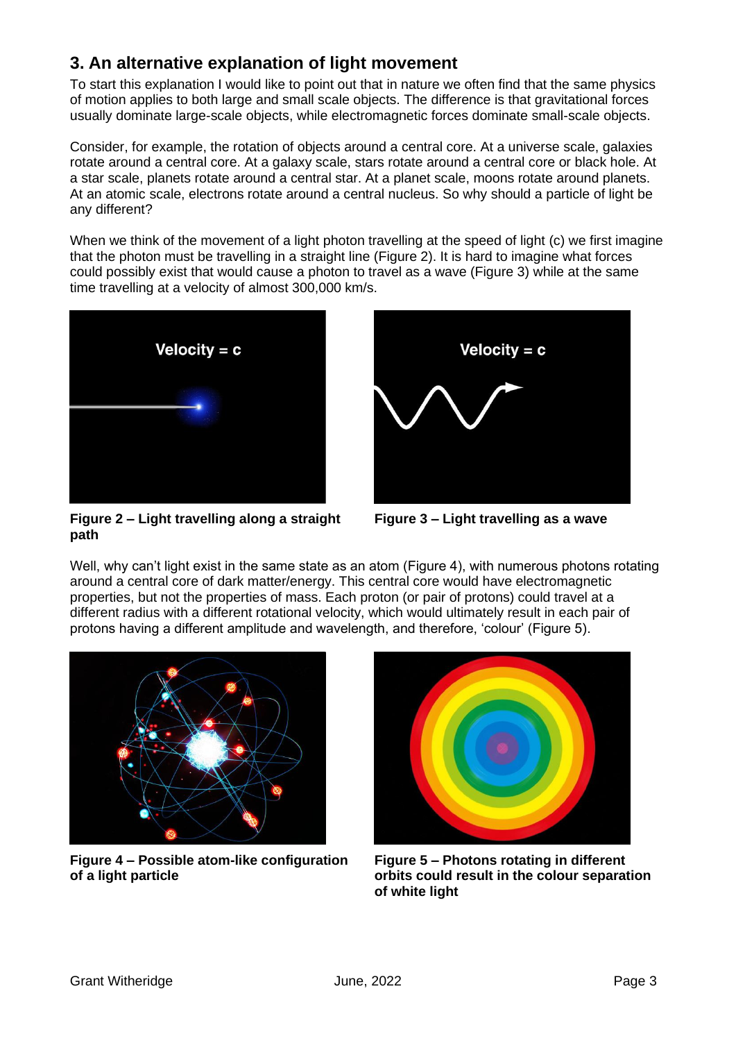## 3. An alternative explanation of light movement

To start this explanation I would like to point out that in nature we often find that the same physics of motion applies to both large and small scale objects. The difference is that gravitational forces usually dominate large-scale objects, while electromagnetic forces dominate small-scale objects.

Consider, for example, the rotation of objects around a central core. At a universe scale, galaxies rotate around a central core. At a galaxy scale, stars rotate around a central core or black hole. At a star scale, planets rotate around a central star. At a planet scale, moons rotate around planets. At an atomic scale, electrons rotate around a central nucleus. So why should a particle of light be any different?

When we think of the movement of a light photon travelling at the speed of light (c) we first imagine that the photon must be travelling in a straight line (Figure 2). It is hard to imagine what forces could possibly exist that would cause a photon to travel as a wave (Figure 3) while at the same time travelling at a velocity of almost 300,000 km/s.

**Figure 2 – Light travelling along a straight path**

**Figure 3 – Light travelling as a wave**

Well, why can't light exist in the same state as an atom (Figure 4), with numerous photons rotating around a central core of dark matter/energy. This central core would have electromagnetic properties, but not the properties of mass. Each proton (or pair of protons) could travel at a different radius with a different rotational velocity, which would ultimately result in each pair of protons having a different amplitude and wavelength, and therefore, 'colour' (Figure 5).

**Figure 4 – Possible atom-like configuration of a light particle**

**Figure 5 – Photons rotating in different orbits could result in the colour separation of white light**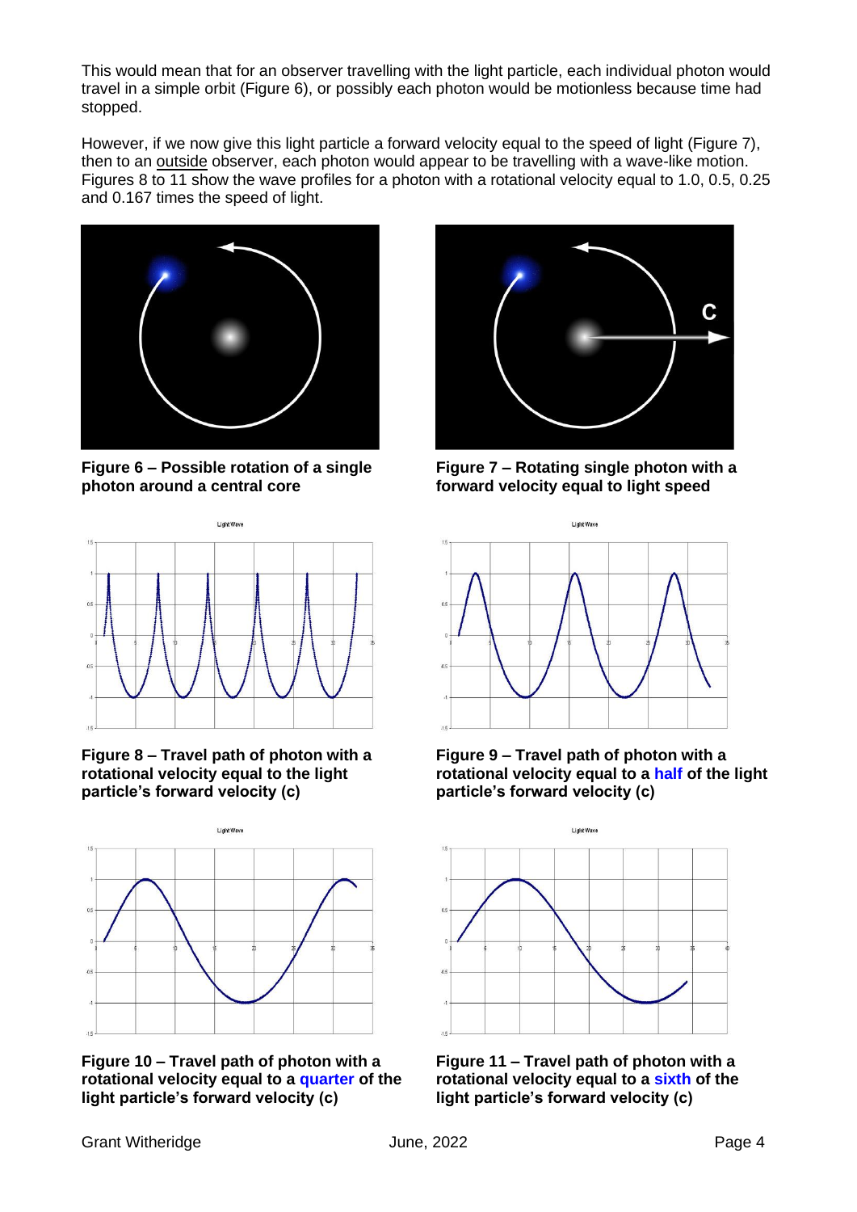This would mean that for an observer travelling with the light particle, each individual photon would travel in a simple orbit (Figure 6), or possibly each photon would be motionless because time had stopped.

However, if we now give this light particle a forward velocity equal to the speed of light (Figure 7), then to an outside observer, each photon would appear to be travelling with a wave-like motion. Figures 8 to 11 show the wave profiles for a photon with a rotational velocity equal to 1.0, 0.5, 0.25 and 0.167 times the speed of light.

**Figure 6 – Possible rotation of a single photon around a central core**

**Figure 7 – Rotating single photon with a forward velocity equal to light speed**

**Figure 8 – Travel path of photon with a rotational velocity equal to the light particle's forward velocity (c)**

**Figure 9 – Travel path of photon with a rotational velocity equal to a half of the light particle's forward velocity (c)**

**Figure 10 – Travel path of photon with a rotational velocity equal to a quarter of the light particle's forward velocity (c)**

**Figure 11 – Travel path of photon with a rotational velocity equal to a sixth of the light particle's forward velocity (c)**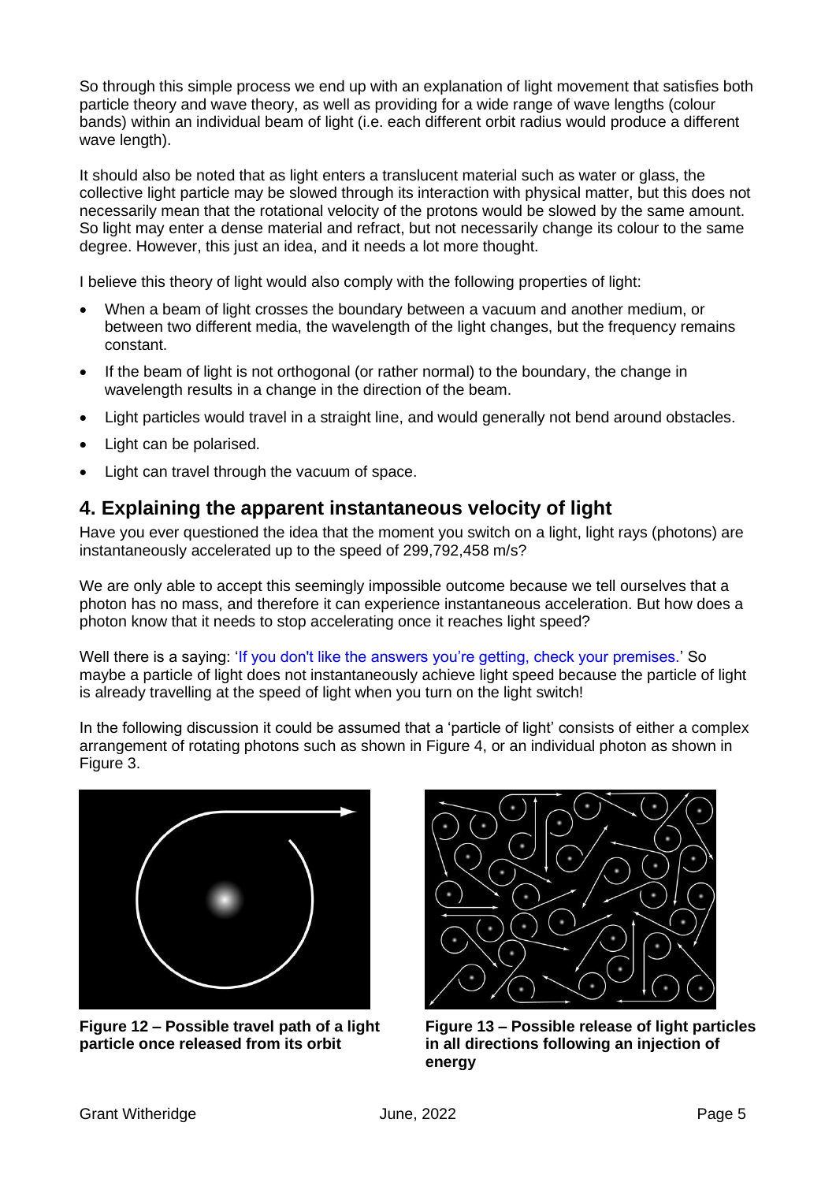So through this simple process we end up with an explanation of light movement that satisfies both particle theory and wave theory, as well as providing for a wide range of wave lengths (colour bands) within an individual beam of light (i.e. each different orbit radius would produce a different wave length).

It should also be noted that as light enters a translucent material such as water or glass, the collective light particle may be slowed through its interaction with physical matter, but this does not necessarily mean that the rotational velocity of the protons would be slowed by the same amount. So light may enter a dense material and refract, but not necessarily change its colour to the same degree. However, this just an idea, and it needs a lot more thought.

I believe this theory of light would also comply with the following properties of light:

- When a beam of light crosses the boundary between a vacuum and another medium, or between two different media, the wavelength of the light changes, but the frequency remains constant.
- If the beam of light is not orthogonal (or rather normal) to the boundary, the change in wavelength results in a change in the direction of the beam.
- Light particles would travel in a straight line, and would generally not bend around obstacles.
- Light can be polarised.
- Light can travel through the vacuum of space.

## 4. Explaining the apparent instantaneous velocity of light

Have you ever questioned the idea that the moment you switch on a light, light rays (photons) are instantaneously accelerated up to the speed of 299,792,458 m/s?

We are only able to accept this seemingly impossible outcome because we tell ourselves that a photon has no mass, and therefore it can experience instantaneous acceleration. But how does a photon know that it needs to stop accelerating once it reaches light speed?

Well there is a saying: 'If you don't like the answers you're getting, check your premises.' So maybe a particle of light does not instantaneously achieve light speed because the particle of light is already travelling at the speed of light when you turn on the light switch!

In the following discussion it could be assumed that a 'particle of light' consists of either a complex arrangement of rotating photons such as shown in Figure 4, or an individual photon as shown in Figure 3.

**Figure 12 – Possible travel path of a light particle once released from its orbit**

**Figure 13 – Possible release of light particles in all directions following an injection of energy**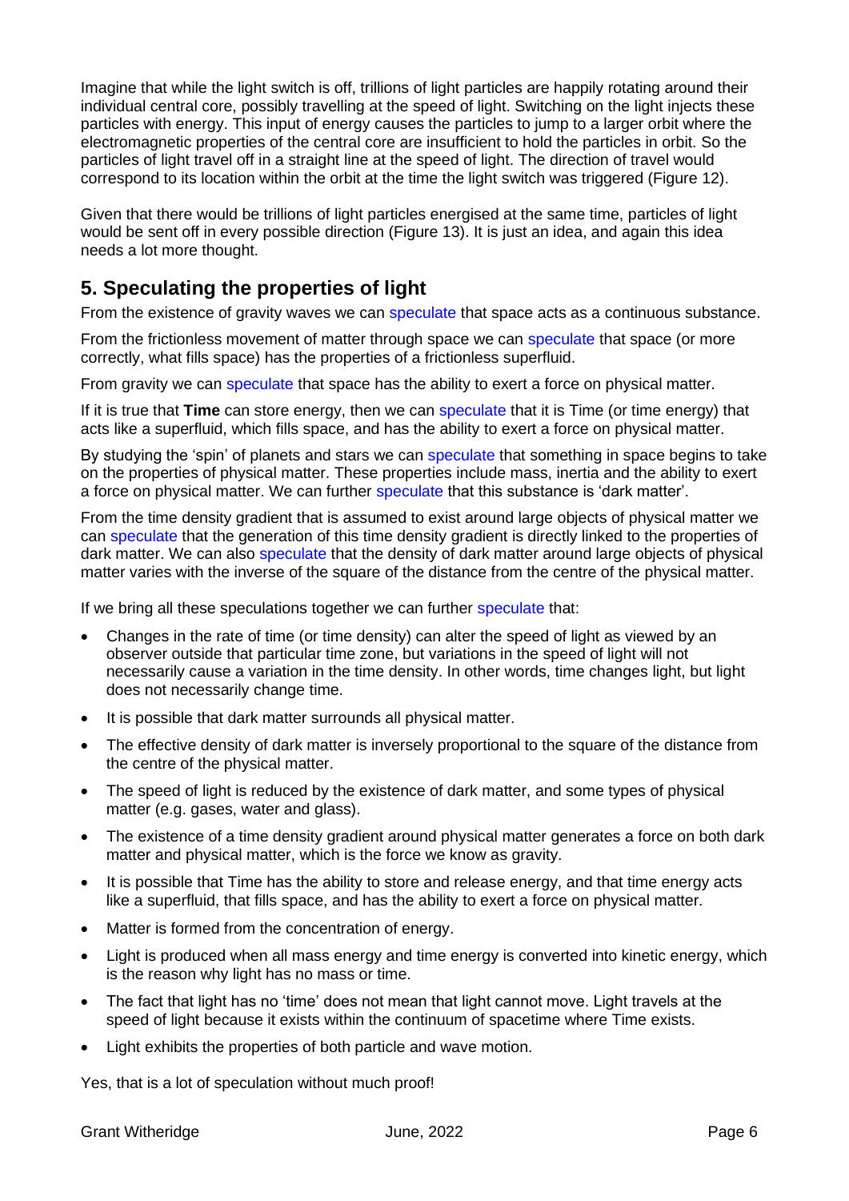Imagine that while the light switch is off, trillions of light particles are happily rotating around their individual central core, possibly travelling at the speed of light. Switching on the light injects these particles with energy. This input of energy causes the particles to jump to a larger orbit where the electromagnetic properties of the central core are insufficient to hold the particles in orbit. So the particles of light travel off in a straight line at the speed of light. The direction of travel would correspond to its location within the orbit at the time the light switch was triggered (Figure 12).

Given that there would be trillions of light particles energised at the same time, particles of light would be sent off in every possible direction (Figure 13). It is just an idea, and again this idea needs a lot more thought.

## 5. Speculating the properties of light

From the existence of gravity waves we can speculate that space acts as a continuous substance.

From the frictionless movement of matter through space we can speculate that space (or more correctly, what fills space) has the properties of a frictionless superfluid.

From gravity we can speculate that space has the ability to exert a force on physical matter.

If it is true that **Time** can store energy, then we can speculate that it is Time (or time energy) that acts like a superfluid, which fills space, and has the ability to exert a force on physical matter.

By studying the 'spin' of planets and stars we can speculate that something in space begins to take on the properties of physical matter. These properties include mass, inertia and the ability to exert a force on physical matter. We can further speculate that this substance is 'dark matter'.

From the time density gradient that is assumed to exist around large objects of physical matter we can speculate that the generation of this time density gradient is directly linked to the properties of dark matter. We can also speculate that the density of dark matter around large objects of physical matter varies with the inverse of the square of the distance from the centre of the physical matter.

If we bring all these speculations together we can further speculate that:

- Changes in the rate of time (or time density) can alter the speed of light as viewed by an observer outside that particular time zone, but variations in the speed of light will not necessarily cause a variation in the time density. In other words, time changes light, but light does not necessarily change time.
- It is possible that dark matter surrounds all physical matter.
- The effective density of dark matter is inversely proportional to the square of the distance from the centre of the physical matter.
- The speed of light is reduced by the existence of dark matter, and some types of physical matter (e.g. gases, water and glass).
- The existence of a time density gradient around physical matter generates a force on both dark matter and physical matter, which is the force we know as gravity.
- It is possible that Time has the ability to store and release energy, and that time energy acts like a superfluid, that fills space, and has the ability to exert a force on physical matter.
- Matter is formed from the concentration of energy.
- Light is produced when all mass energy and time energy is converted into kinetic energy, which is the reason why light has no mass or time.
- The fact that light has no 'time' does not mean that light cannot move. Light travels at the speed of light because it exists within the continuum of spacetime where Time exists.
- Light exhibits the properties of both particle and wave motion.

Yes, that is a lot of speculation without much proof!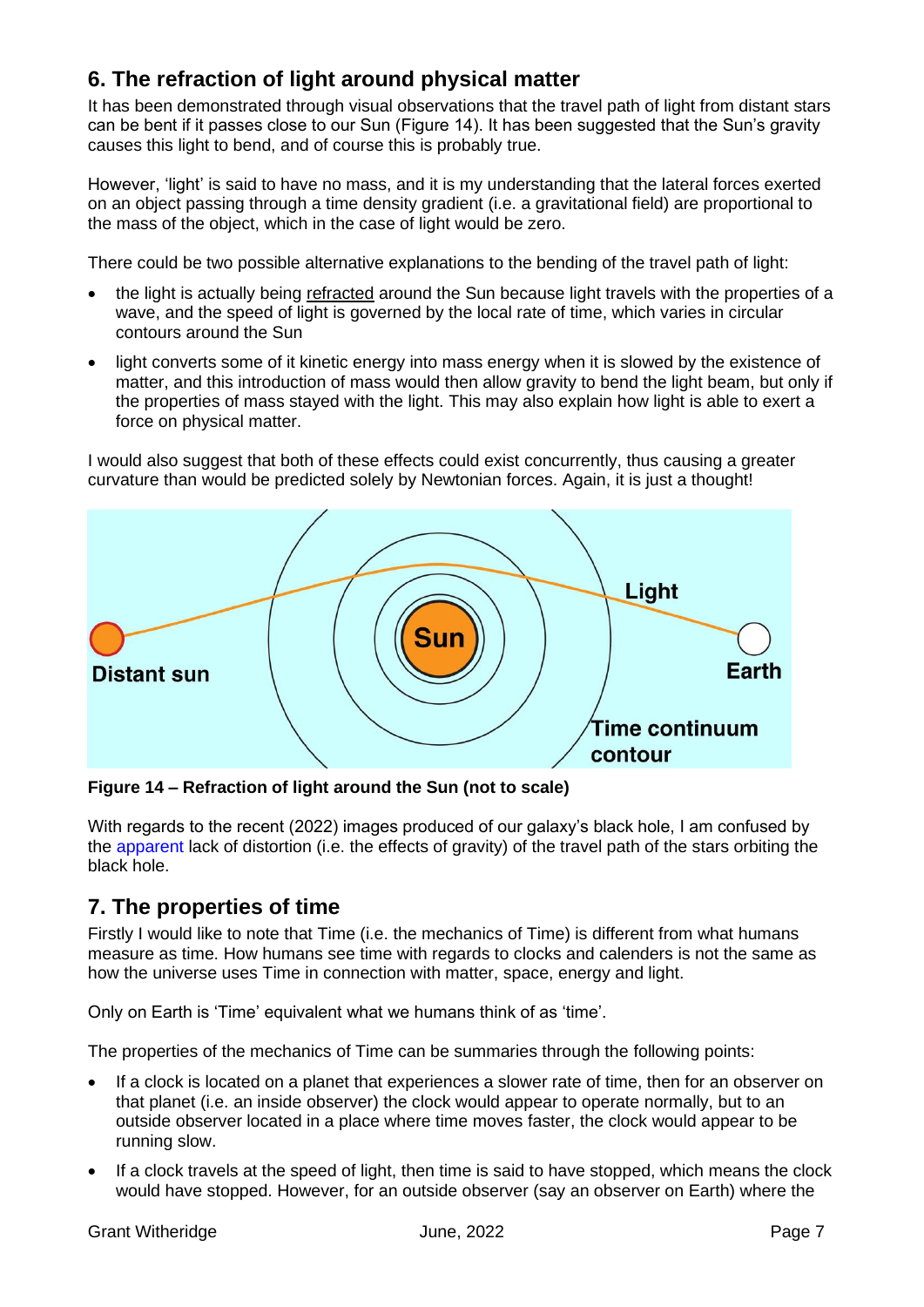## 6. The refraction of light around physical matter

It has been demonstrated through visual observations that the travel path of light from distant stars can be bent if it passes close to our Sun (Figure 14). It has been suggested that the Sun's gravity causes this light to bend, and of course this is probably true.

However, 'light' is said to have no mass, and it is my understanding that the lateral forces exerted on an object passing through a time density gradient (i.e. a gravitational field) are proportional to the mass of the object, which in the case of light would be zero.

There could be two possible alternative explanations to the bending of the travel path of light:

- the light is actually being refracted around the Sun because light travels with the properties of a wave, and the speed of light is governed by the local rate of time, which varies in circular contours around the Sun
- light converts some of it kinetic energy into mass energy when it is slowed by the existence of matter, and this introduction of mass would then allow gravity to bend the light beam, but only if the properties of mass stayed with the light. This may also explain how light is able to exert a force on physical matter.

I would also suggest that both of these effects could exist concurrently, thus causing a greater curvature than would be predicted solely by Newtonian forces. Again, it is just a thought!

**Figure 14 – Refraction of light around the Sun (not to scale)**

With regards to the recent (2022) images produced of our galaxy's black hole, I am confused by the apparent lack of distortion (i.e. the effects of gravity) of the travel path of the stars orbiting the black hole.

## 7. The properties of time

Firstly I would like to note that Time (i.e. the mechanics of Time) is different from what humans measure as time. How humans see time with regards to clocks and calenders is not the same as how the universe uses Time in connection with matter, space, energy and light.

Only on Earth is 'Time' equivalent what we humans think of as 'time'.

The properties of the mechanics of Time can be summaries through the following points:

- If a clock is located on a planet that experiences a slower rate of time, then for an observer on that planet (i.e. an inside observer) the clock would appear to operate normally, but to an outside observer located in a place where time moves faster, the clock would appear to be running slow.
- If a clock travels at the speed of light, then time is said to have stopped, which means the clock would have stopped. However, for an outside observer (say an observer on Earth) where the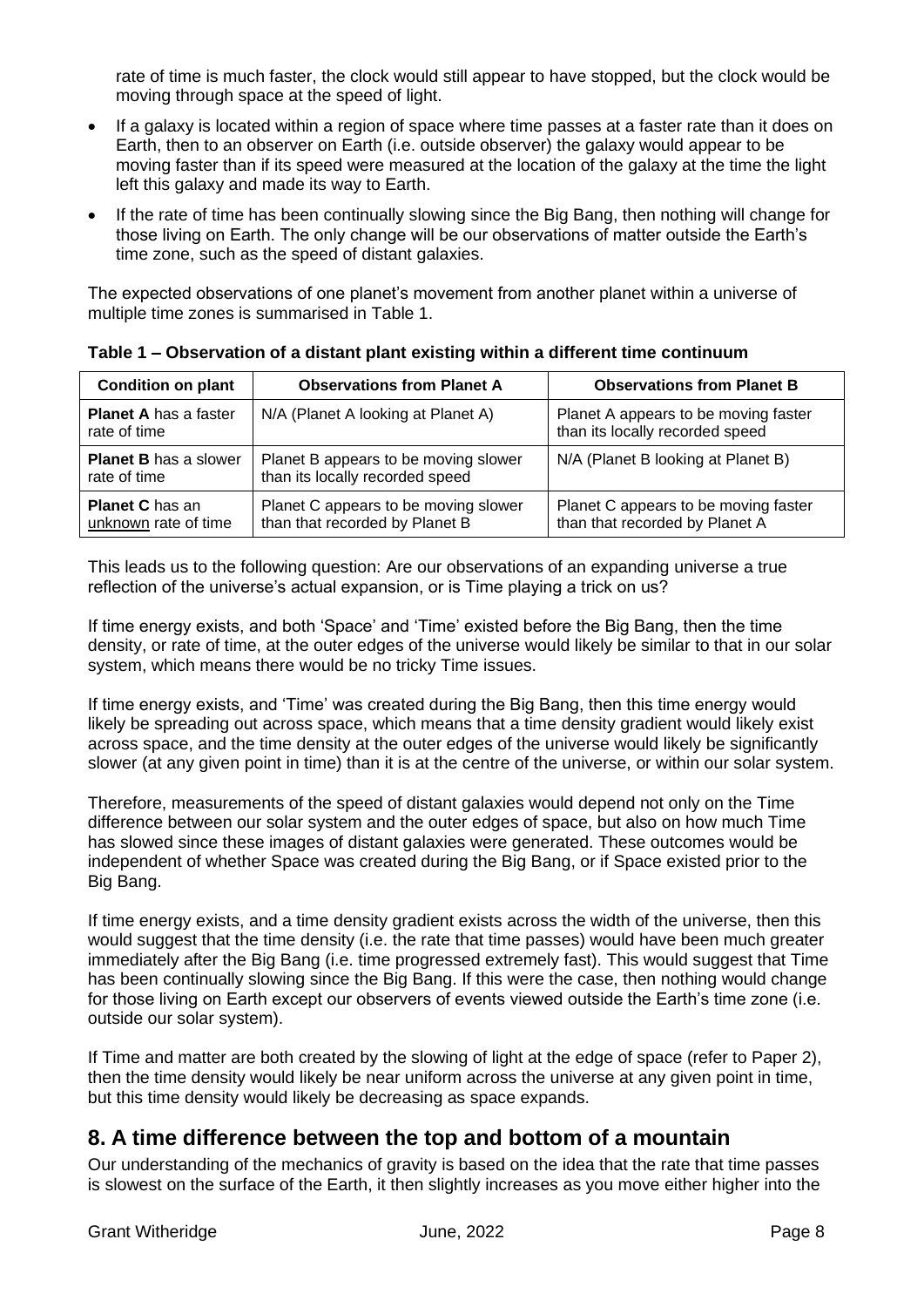rate of time is much faster, the clock would still appear to have stopped, but the clock would be moving through space at the speed of light.

- If a galaxy is located within a region of space where time passes at a faster rate than it does on Earth, then to an observer on Earth (i.e. outside observer) the galaxy would appear to be moving faster than if its speed were measured at the location of the galaxy at the time the light left this galaxy and made its way to Earth.
- If the rate of time has been continually slowing since the Big Bang, then nothing will change for those living on Earth. The only change will be our observations of matter outside the Earth's time zone, such as the speed of distant galaxies.

The expected observations of one planet's movement from another planet within a universe of multiple time zones is summarised in Table 1.

**Table 1 – Observation of a distant plant existing within a different time continuum**

| Condition on plant | Observations from Planet A | Observations from Planet B |
|---|---|---|
| **Planet A** has a faster rate of time | N/A (Planet A looking at Planet A) | Planet A appears to be moving faster than its locally recorded speed |
| **Planet B** has a slower rate of time | Planet B appears to be moving slower than its locally recorded speed | N/A (Planet B looking at Planet B) |
| **Planet C** has an <u>unknown</u> rate of time | Planet C appears to be moving slower than that recorded by Planet B | Planet C appears to be moving faster than that recorded by Planet A |

This leads us to the following question: Are our observations of an expanding universe a true reflection of the universe's actual expansion, or is Time playing a trick on us?

If time energy exists, and both 'Space' and 'Time' existed before the Big Bang, then the time density, or rate of time, at the outer edges of the universe would likely be similar to that in our solar system, which means there would be no tricky Time issues.

If time energy exists, and 'Time' was created during the Big Bang, then this time energy would likely be spreading out across space, which means that a time density gradient would likely exist across space, and the time density at the outer edges of the universe would likely be significantly slower (at any given point in time) than it is at the centre of the universe, or within our solar system.

Therefore, measurements of the speed of distant galaxies would depend not only on the Time difference between our solar system and the outer edges of space, but also on how much Time has slowed since these images of distant galaxies were generated. These outcomes would be independent of whether Space was created during the Big Bang, or if Space existed prior to the Big Bang.

If time energy exists, and a time density gradient exists across the width of the universe, then this would suggest that the time density (i.e. the rate that time passes) would have been much greater immediately after the Big Bang (i.e. time progressed extremely fast). This would suggest that Time has been continually slowing since the Big Bang. If this were the case, then nothing would change for those living on Earth except our observers of events viewed outside the Earth's time zone (i.e. outside our solar system).

If Time and matter are both created by the slowing of light at the edge of space (refer to Paper 2), then the time density would likely be near uniform across the universe at any given point in time, but this time density would likely be decreasing as space expands.

## 8. A time difference between the top and bottom of a mountain

Our understanding of the mechanics of gravity is based on the idea that the rate that time passes is slowest on the surface of the Earth, it then slightly increases as you move either higher into the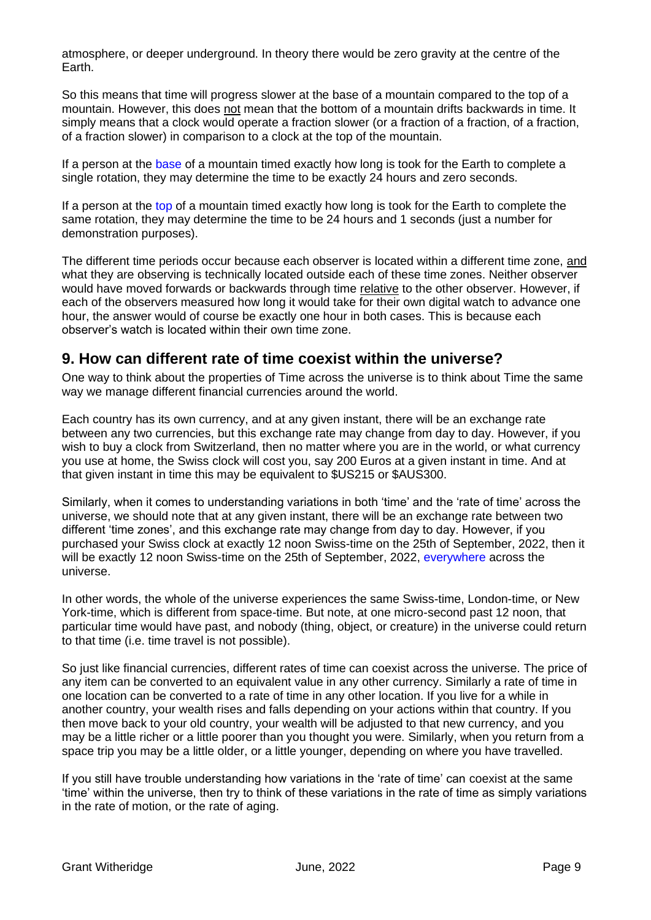atmosphere, or deeper underground. In theory there would be zero gravity at the centre of the Earth.

So this means that time will progress slower at the base of a mountain compared to the top of a mountain. However, this does not mean that the bottom of a mountain drifts backwards in time. It simply means that a clock would operate a fraction slower (or a fraction of a fraction, of a fraction, of a fraction slower) in comparison to a clock at the top of the mountain.

If a person at the base of a mountain timed exactly how long is took for the Earth to complete a single rotation, they may determine the time to be exactly 24 hours and zero seconds.

If a person at the top of a mountain timed exactly how long is took for the Earth to complete the same rotation, they may determine the time to be 24 hours and 1 seconds (just a number for demonstration purposes).

The different time periods occur because each observer is located within a different time zone, and what they are observing is technically located outside each of these time zones. Neither observer would have moved forwards or backwards through time relative to the other observer. However, if each of the observers measured how long it would take for their own digital watch to advance one hour, the answer would of course be exactly one hour in both cases. This is because each observer's watch is located within their own time zone.

## 9. How can different rate of time coexist within the universe?

One way to think about the properties of Time across the universe is to think about Time the same way we manage different financial currencies around the world.

Each country has its own currency, and at any given instant, there will be an exchange rate between any two currencies, but this exchange rate may change from day to day. However, if you wish to buy a clock from Switzerland, then no matter where you are in the world, or what currency you use at home, the Swiss clock will cost you, say 200 Euros at a given instant in time. And at that given instant in time this may be equivalent to $US215 or $AUS300.

Similarly, when it comes to understanding variations in both 'time' and the 'rate of time' across the universe, we should note that at any given instant, there will be an exchange rate between two different 'time zones', and this exchange rate may change from day to day. However, if you purchased your Swiss clock at exactly 12 noon Swiss-time on the 25th of September, 2022, then it will be exactly 12 noon Swiss-time on the 25th of September, 2022, everywhere across the universe.

In other words, the whole of the universe experiences the same Swiss-time, London-time, or New York-time, which is different from space-time. But note, at one micro-second past 12 noon, that particular time would have past, and nobody (thing, object, or creature) in the universe could return to that time (i.e. time travel is not possible).

So just like financial currencies, different rates of time can coexist across the universe. The price of any item can be converted to an equivalent value in any other currency. Similarly a rate of time in one location can be converted to a rate of time in any other location. If you live for a while in another country, your wealth rises and falls depending on your actions within that country. If you then move back to your old country, your wealth will be adjusted to that new currency, and you may be a little richer or a little poorer than you thought you were. Similarly, when you return from a space trip you may be a little older, or a little younger, depending on where you have travelled.

If you still have trouble understanding how variations in the 'rate of time' can coexist at the same 'time' within the universe, then try to think of these variations in the rate of time as simply variations in the rate of motion, or the rate of aging.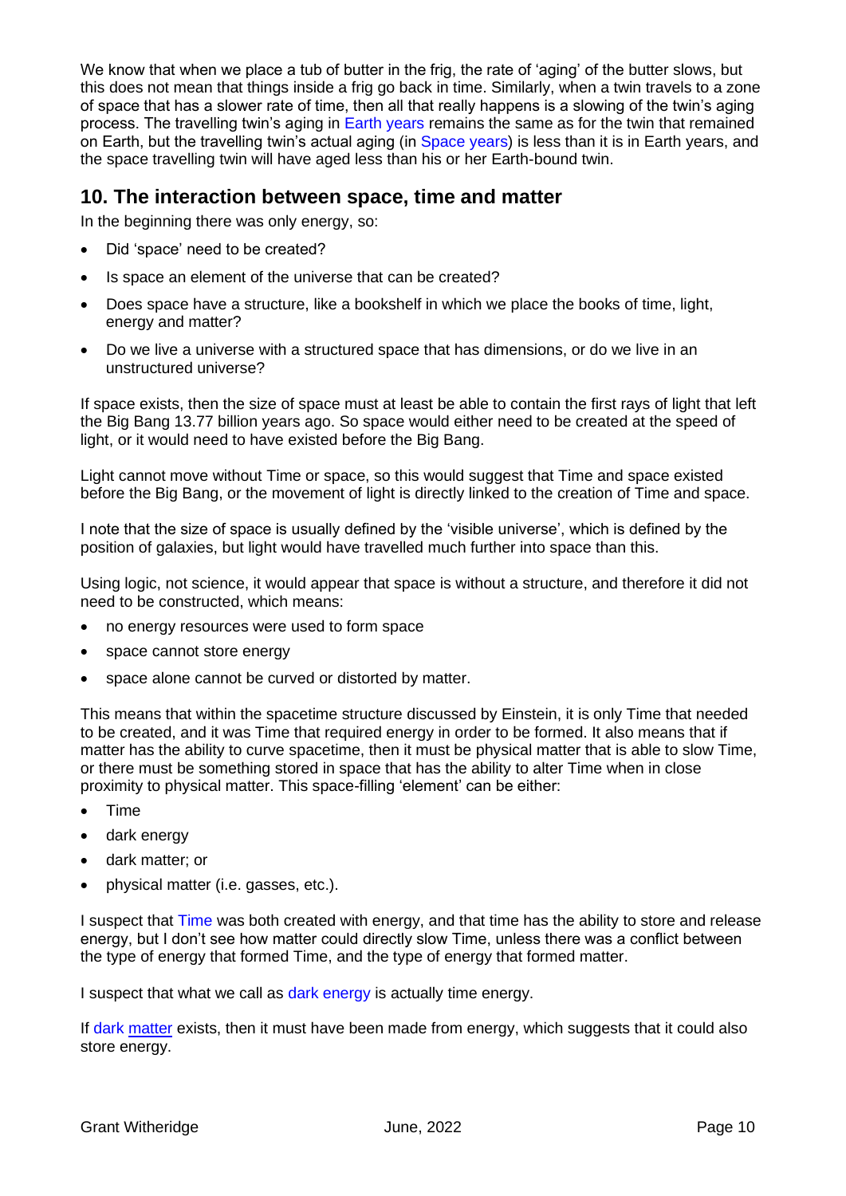We know that when we place a tub of butter in the frig, the rate of 'aging' of the butter slows, but this does not mean that things inside a frig go back in time. Similarly, when a twin travels to a zone of space that has a slower rate of time, then all that really happens is a slowing of the twin's aging process. The travelling twin's aging in Earth years remains the same as for the twin that remained on Earth, but the travelling twin's actual aging (in Space years) is less than it is in Earth years, and the space travelling twin will have aged less than his or her Earth-bound twin.

## 10. The interaction between space, time and matter

In the beginning there was only energy, so:

- Did 'space' need to be created?
- Is space an element of the universe that can be created?
- Does space have a structure, like a bookshelf in which we place the books of time, light, energy and matter?
- Do we live a universe with a structured space that has dimensions, or do we live in an unstructured universe?

If space exists, then the size of space must at least be able to contain the first rays of light that left the Big Bang 13.77 billion years ago. So space would either need to be created at the speed of light, or it would need to have existed before the Big Bang.

Light cannot move without Time or space, so this would suggest that Time and space existed before the Big Bang, or the movement of light is directly linked to the creation of Time and space.

I note that the size of space is usually defined by the 'visible universe', which is defined by the position of galaxies, but light would have travelled much further into space than this.

Using logic, not science, it would appear that space is without a structure, and therefore it did not need to be constructed, which means:

- no energy resources were used to form space
- space cannot store energy
- space alone cannot be curved or distorted by matter.

This means that within the spacetime structure discussed by Einstein, it is only Time that needed to be created, and it was Time that required energy in order to be formed. It also means that if matter has the ability to curve spacetime, then it must be physical matter that is able to slow Time, or there must be something stored in space that has the ability to alter Time when in close proximity to physical matter. This space-filling 'element' can be either:

- Time
- dark energy
- dark matter; or
- physical matter (i.e. gasses, etc.).

I suspect that Time was both created with energy, and that time has the ability to store and release energy, but I don't see how matter could directly slow Time, unless there was a conflict between the type of energy that formed Time, and the type of energy that formed matter.

I suspect that what we call as dark energy is actually time energy.

If dark matter exists, then it must have been made from energy, which suggests that it could also store energy.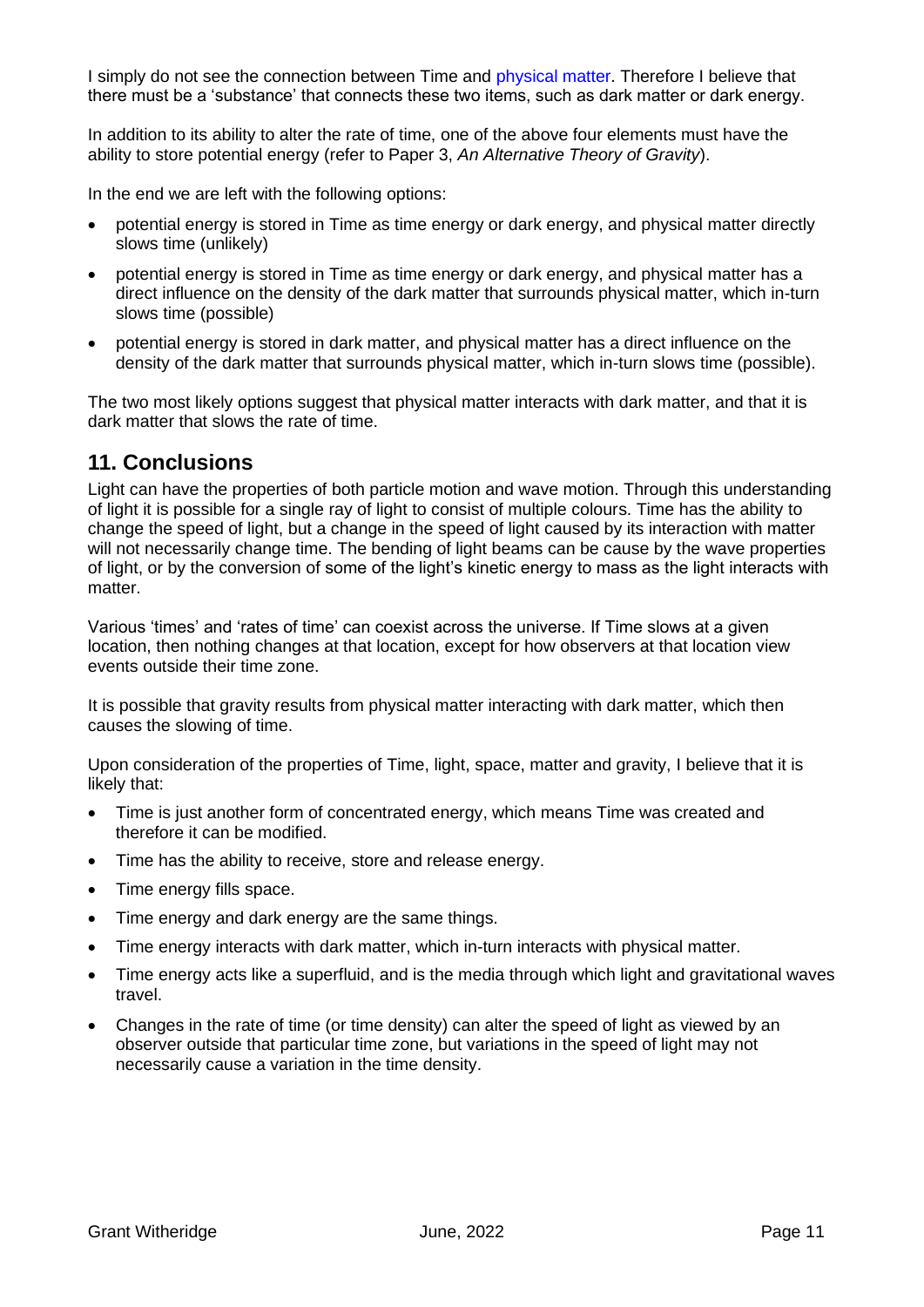I simply do not see the connection between Time and physical matter. Therefore I believe that there must be a 'substance' that connects these two items, such as dark matter or dark energy.

In addition to its ability to alter the rate of time, one of the above four elements must have the ability to store potential energy (refer to Paper 3, *An Alternative Theory of Gravity*).

In the end we are left with the following options:

- potential energy is stored in Time as time energy or dark energy, and physical matter directly slows time (unlikely)
- potential energy is stored in Time as time energy or dark energy, and physical matter has a direct influence on the density of the dark matter that surrounds physical matter, which in-turn slows time (possible)
- potential energy is stored in dark matter, and physical matter has a direct influence on the density of the dark matter that surrounds physical matter, which in-turn slows time (possible).

The two most likely options suggest that physical matter interacts with dark matter, and that it is dark matter that slows the rate of time.

## 11. Conclusions

Light can have the properties of both particle motion and wave motion. Through this understanding of light it is possible for a single ray of light to consist of multiple colours. Time has the ability to change the speed of light, but a change in the speed of light caused by its interaction with matter will not necessarily change time. The bending of light beams can be cause by the wave properties of light, or by the conversion of some of the light's kinetic energy to mass as the light interacts with matter.

Various 'times' and 'rates of time' can coexist across the universe. If Time slows at a given location, then nothing changes at that location, except for how observers at that location view events outside their time zone.

It is possible that gravity results from physical matter interacting with dark matter, which then causes the slowing of time.

Upon consideration of the properties of Time, light, space, matter and gravity, I believe that it is likely that:

- Time is just another form of concentrated energy, which means Time was created and therefore it can be modified.
- Time has the ability to receive, store and release energy.
- Time energy fills space.
- Time energy and dark energy are the same things.
- Time energy interacts with dark matter, which in-turn interacts with physical matter.
- Time energy acts like a superfluid, and is the media through which light and gravitational waves travel.
- Changes in the rate of time (or time density) can alter the speed of light as viewed by an observer outside that particular time zone, but variations in the speed of light may not necessarily cause a variation in the time density.